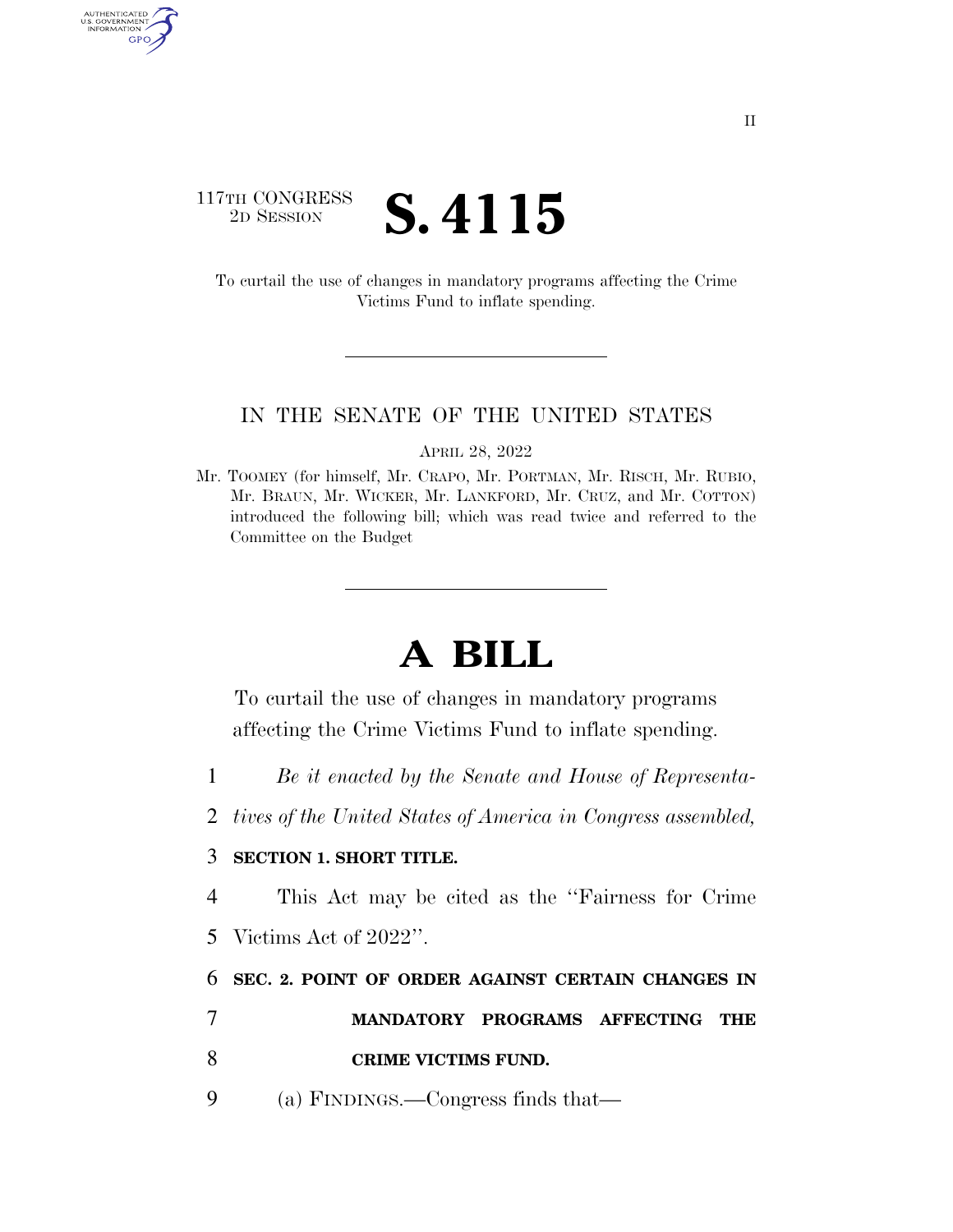117TH CONGRESS
2D SESSION

# S. 4115

To curtail the use of changes in mandatory programs affecting the Crime Victims Fund to inflate spending.

IN THE SENATE OF THE UNITED STATES

APRIL 28, 2022

Mr. TOOMEY (for himself, Mr. CRAPO, Mr. PORTMAN, Mr. RISCH, Mr. RUBIO, Mr. BRAUN, Mr. WICKER, Mr. LANKFORD, Mr. CRUZ, and Mr. COTTON) introduced the following bill; which was read twice and referred to the Committee on the Budget

# A BILL

To curtail the use of changes in mandatory programs affecting the Crime Victims Fund to inflate spending.

*Be it enacted by the Senate and House of Representatives of the United States of America in Congress assembled,*

**SECTION 1. SHORT TITLE.**

This Act may be cited as the "Fairness for Crime Victims Act of 2022".

**SEC. 2. POINT OF ORDER AGAINST CERTAIN CHANGES IN MANDATORY PROGRAMS AFFECTING THE CRIME VICTIMS FUND.**

(a) FINDINGS.—Congress finds that—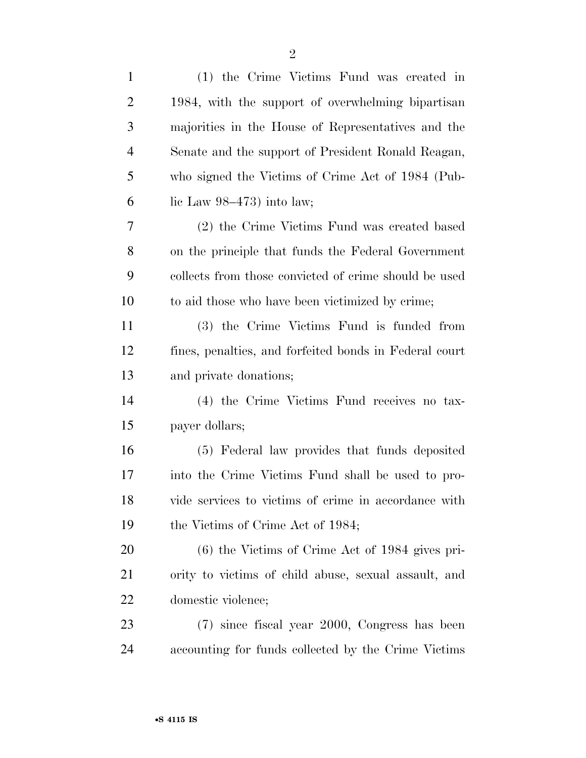(1) the Crime Victims Fund was created in 1984, with the support of overwhelming bipartisan majorities in the House of Representatives and the Senate and the support of President Ronald Reagan, who signed the Victims of Crime Act of 1984 (Public Law 98–473) into law;

(2) the Crime Victims Fund was created based on the principle that funds the Federal Government collects from those convicted of crime should be used to aid those who have been victimized by crime;

(3) the Crime Victims Fund is funded from fines, penalties, and forfeited bonds in Federal court and private donations;

(4) the Crime Victims Fund receives no taxpayer dollars;

(5) Federal law provides that funds deposited into the Crime Victims Fund shall be used to provide services to victims of crime in accordance with the Victims of Crime Act of 1984;

(6) the Victims of Crime Act of 1984 gives priority to victims of child abuse, sexual assault, and domestic violence;

(7) since fiscal year 2000, Congress has been accounting for funds collected by the Crime Victims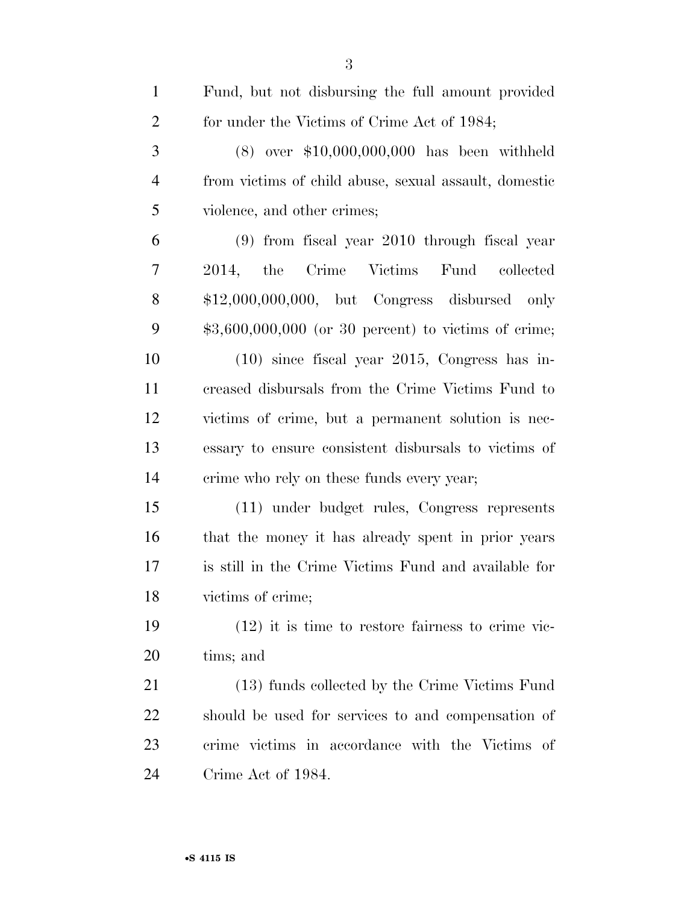Fund, but not disbursing the full amount provided for under the Victims of Crime Act of 1984;

(8) over $10,000,000,000 has been withheld from victims of child abuse, sexual assault, domestic violence, and other crimes;

(9) from fiscal year 2010 through fiscal year 2014, the Crime Victims Fund collected $12,000,000,000, but Congress disbursed only $3,600,000,000 (or 30 percent) to victims of crime;

(10) since fiscal year 2015, Congress has increased disbursals from the Crime Victims Fund to victims of crime, but a permanent solution is necessary to ensure consistent disbursals to victims of crime who rely on these funds every year;

(11) under budget rules, Congress represents that the money it has already spent in prior years is still in the Crime Victims Fund and available for victims of crime;

(12) it is time to restore fairness to crime victims; and

(13) funds collected by the Crime Victims Fund should be used for services to and compensation of crime victims in accordance with the Victims of Crime Act of 1984.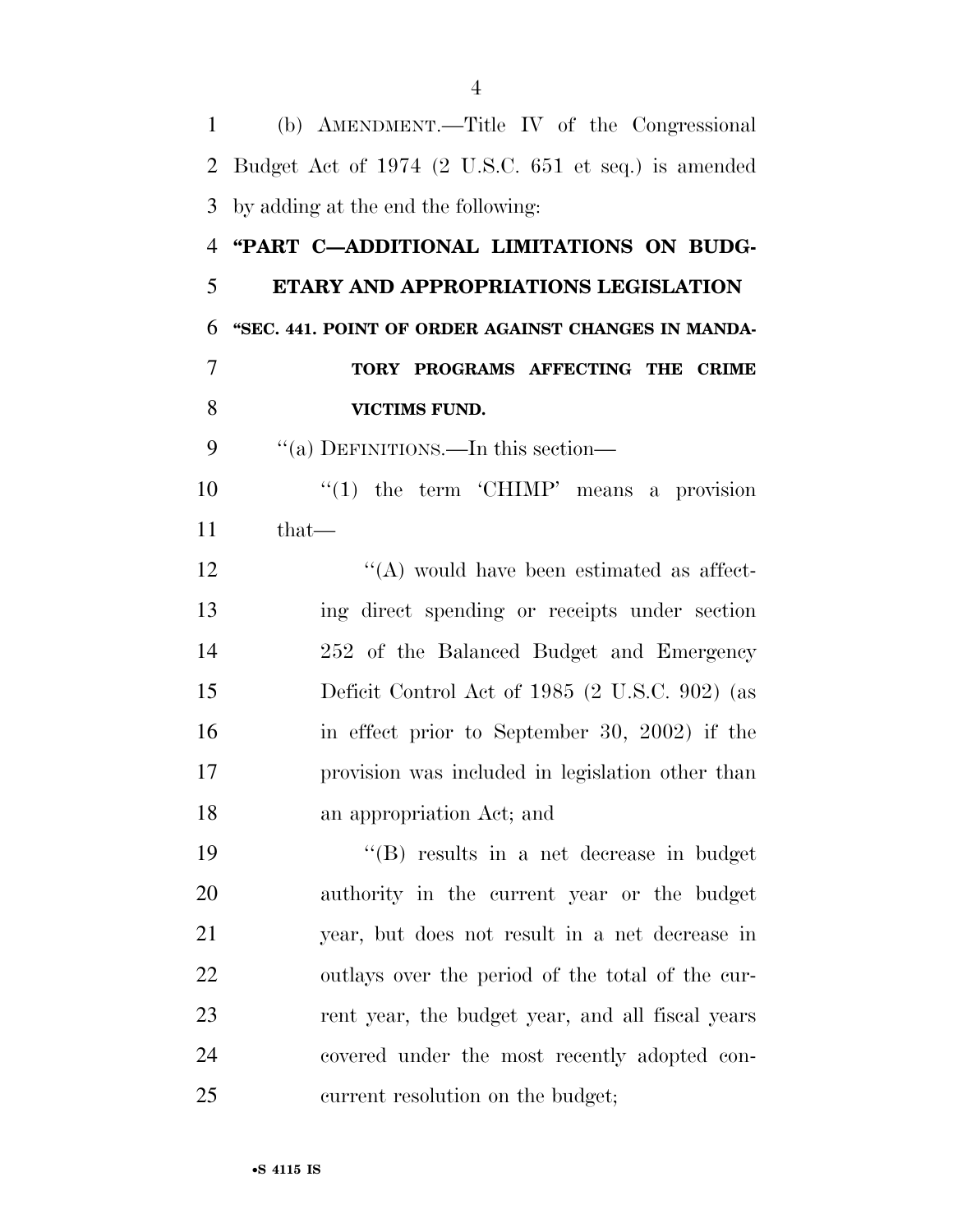(b) AMENDMENT.—Title IV of the Congressional Budget Act of 1974 (2 U.S.C. 651 et seq.) is amended by adding at the end the following:

**"PART C—ADDITIONAL LIMITATIONS ON BUDGETARY AND APPROPRIATIONS LEGISLATION**

**"SEC. 441. POINT OF ORDER AGAINST CHANGES IN MANDATORY PROGRAMS AFFECTING THE CRIME VICTIMS FUND.**

"(a) DEFINITIONS.—In this section—

"(1) the term 'CHIMP' means a provision that—

"(A) would have been estimated as affecting direct spending or receipts under section 252 of the Balanced Budget and Emergency Deficit Control Act of 1985 (2 U.S.C. 902) (as in effect prior to September 30, 2002) if the provision was included in legislation other than an appropriation Act; and

"(B) results in a net decrease in budget authority in the current year or the budget year, but does not result in a net decrease in outlays over the period of the total of the current year, the budget year, and all fiscal years covered under the most recently adopted concurrent resolution on the budget;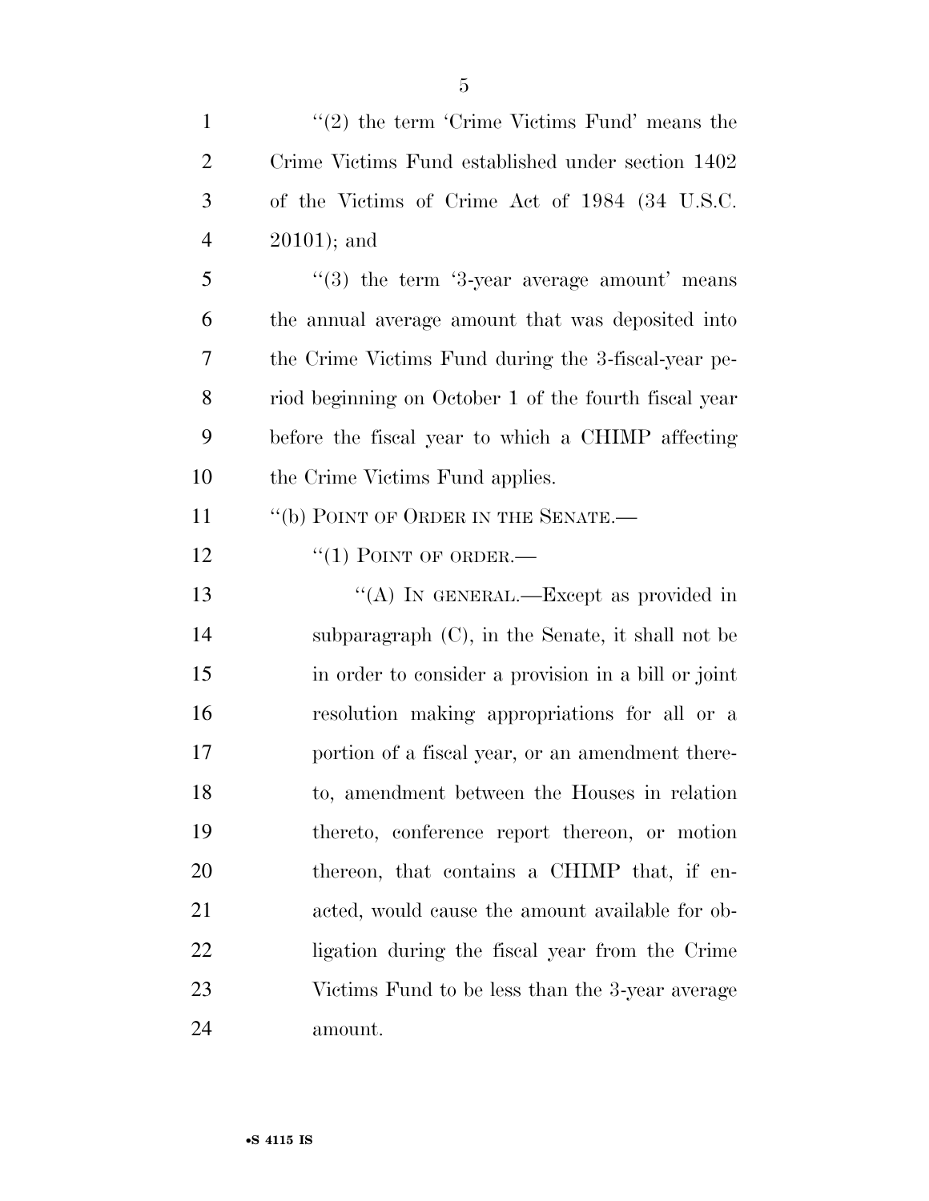"(2) the term 'Crime Victims Fund' means the Crime Victims Fund established under section 1402 of the Victims of Crime Act of 1984 (34 U.S.C. 20101); and

"(3) the term '3-year average amount' means the annual average amount that was deposited into the Crime Victims Fund during the 3-fiscal-year period beginning on October 1 of the fourth fiscal year before the fiscal year to which a CHIMP affecting the Crime Victims Fund applies.

"(b) POINT OF ORDER IN THE SENATE.—

"(1) POINT OF ORDER.—

"(A) IN GENERAL.—Except as provided in subparagraph (C), in the Senate, it shall not be in order to consider a provision in a bill or joint resolution making appropriations for all or a portion of a fiscal year, or an amendment thereto, amendment between the Houses in relation thereto, conference report thereon, or motion thereon, that contains a CHIMP that, if enacted, would cause the amount available for obligation during the fiscal year from the Crime Victims Fund to be less than the 3-year average amount.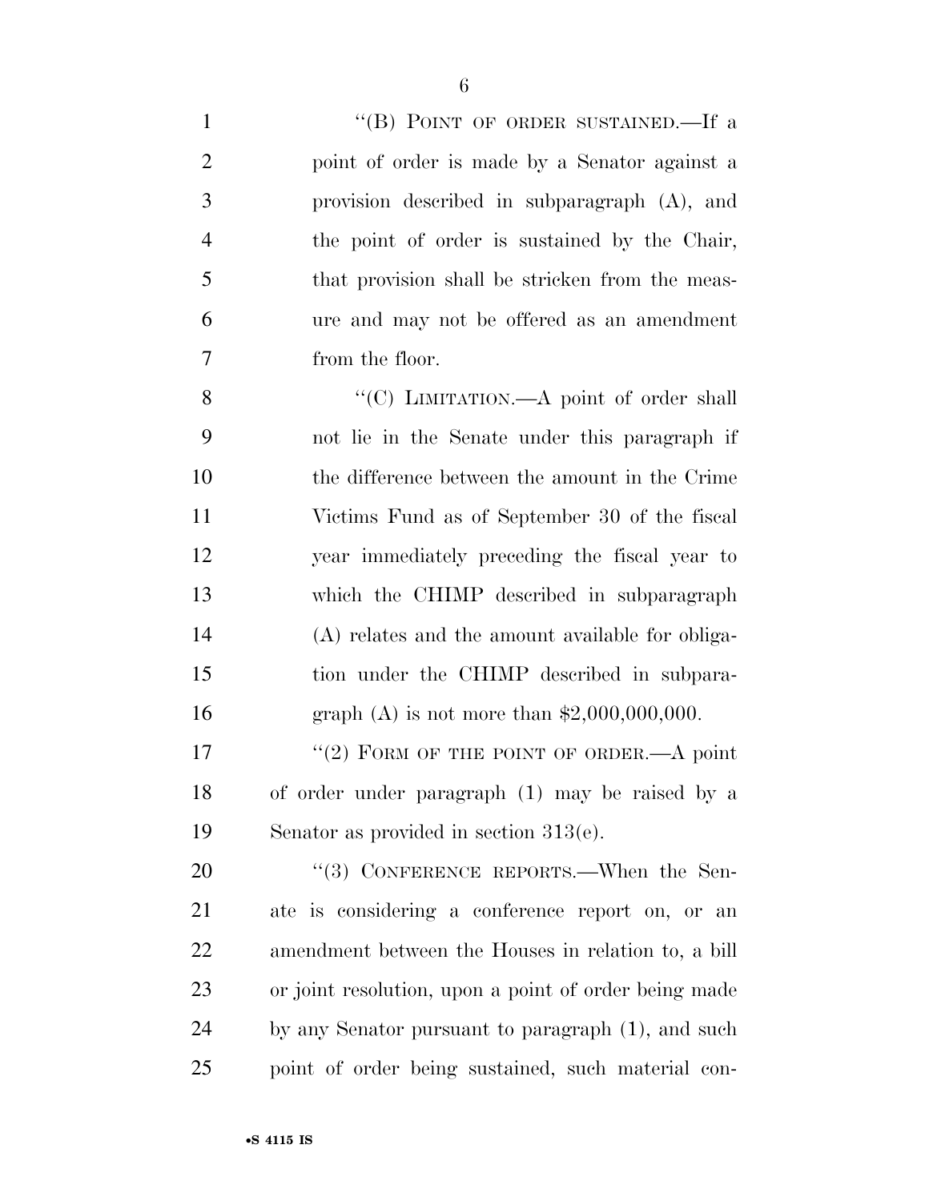''(B) POINT OF ORDER SUSTAINED.—If a point of order is made by a Senator against a provision described in subparagraph (A), and the point of order is sustained by the Chair, that provision shall be stricken from the measure and may not be offered as an amendment from the floor.

''(C) LIMITATION.—A point of order shall not lie in the Senate under this paragraph if the difference between the amount in the Crime Victims Fund as of September 30 of the fiscal year immediately preceding the fiscal year to which the CHIMP described in subparagraph (A) relates and the amount available for obligation under the CHIMP described in subparagraph (A) is not more than $2,000,000,000.

''(2) FORM OF THE POINT OF ORDER.—A point of order under paragraph (1) may be raised by a Senator as provided in section 313(e).

''(3) CONFERENCE REPORTS.—When the Senate is considering a conference report on, or an amendment between the Houses in relation to, a bill or joint resolution, upon a point of order being made by any Senator pursuant to paragraph (1), and such point of order being sustained, such material con-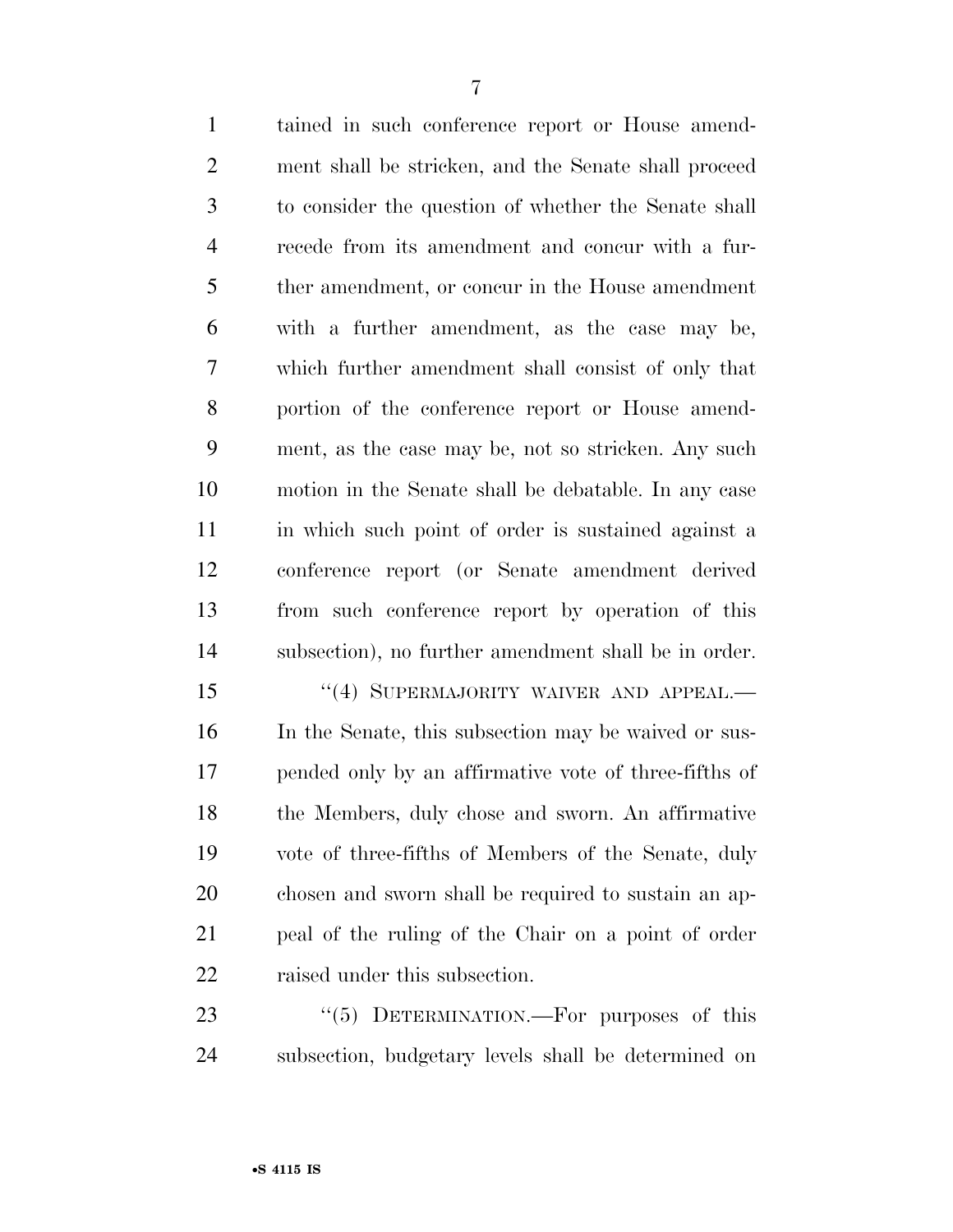tained in such conference report or House amendment shall be stricken, and the Senate shall proceed to consider the question of whether the Senate shall recede from its amendment and concur with a further amendment, or concur in the House amendment with a further amendment, as the case may be, which further amendment shall consist of only that portion of the conference report or House amendment, as the case may be, not so stricken. Any such motion in the Senate shall be debatable. In any case in which such point of order is sustained against a conference report (or Senate amendment derived from such conference report by operation of this subsection), no further amendment shall be in order.

"(4) SUPERMAJORITY WAIVER AND APPEAL.—In the Senate, this subsection may be waived or suspended only by an affirmative vote of three-fifths of the Members, duly chose and sworn. An affirmative vote of three-fifths of Members of the Senate, duly chosen and sworn shall be required to sustain an appeal of the ruling of the Chair on a point of order raised under this subsection.

"(5) DETERMINATION.—For purposes of this subsection, budgetary levels shall be determined on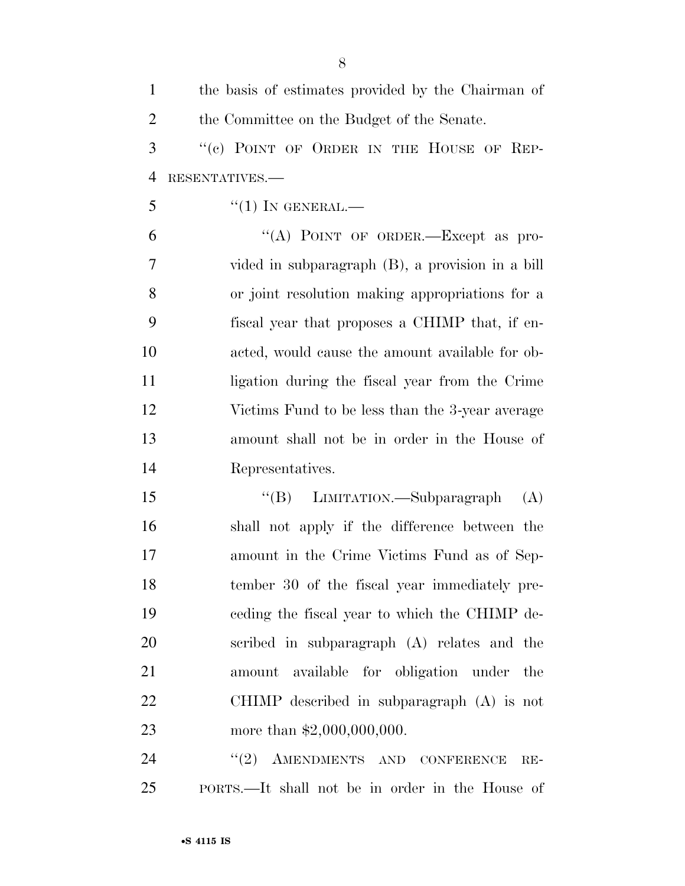the basis of estimates provided by the Chairman of the Committee on the Budget of the Senate.

"(c) POINT OF ORDER IN THE HOUSE OF REPRESENTATIVES.—

"(1) IN GENERAL.—

"(A) POINT OF ORDER.—Except as provided in subparagraph (B), a provision in a bill or joint resolution making appropriations for a fiscal year that proposes a CHIMP that, if enacted, would cause the amount available for obligation during the fiscal year from the Crime Victims Fund to be less than the 3-year average amount shall not be in order in the House of Representatives.

"(B) LIMITATION.—Subparagraph (A) shall not apply if the difference between the amount in the Crime Victims Fund as of September 30 of the fiscal year immediately preceding the fiscal year to which the CHIMP described in subparagraph (A) relates and the amount available for obligation under the CHIMP described in subparagraph (A) is not more than $2,000,000,000.

"(2) AMENDMENTS AND CONFERENCE REPORTS.—It shall not be in order in the House of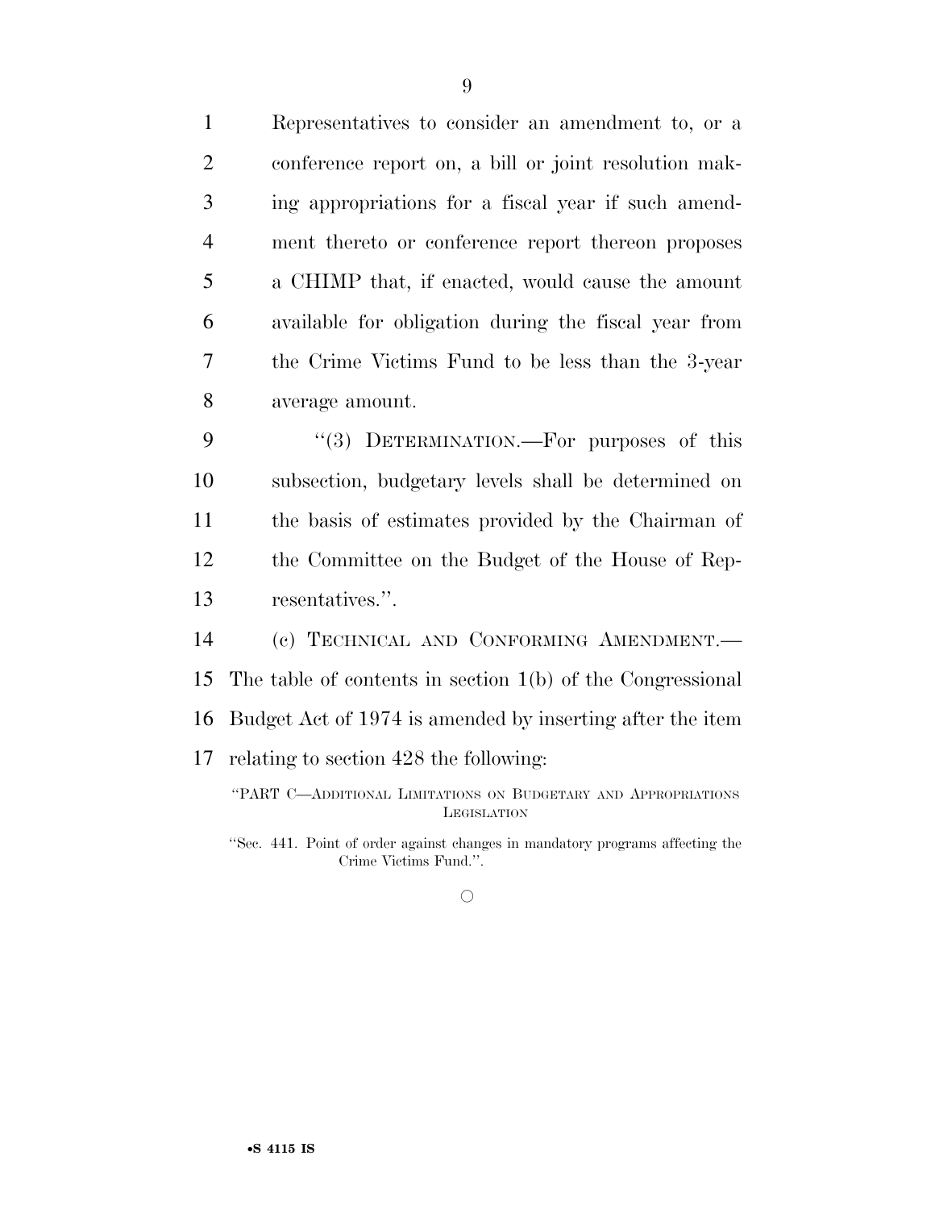Representatives to consider an amendment to, or a conference report on, a bill or joint resolution making appropriations for a fiscal year if such amendment thereto or conference report thereon proposes a CHIMP that, if enacted, would cause the amount available for obligation during the fiscal year from the Crime Victims Fund to be less than the 3-year average amount.

"(3) DETERMINATION.—For purposes of this subsection, budgetary levels shall be determined on the basis of estimates provided by the Chairman of the Committee on the Budget of the House of Representatives.".

(c) TECHNICAL AND CONFORMING AMENDMENT.—The table of contents in section 1(b) of the Congressional Budget Act of 1974 is amended by inserting after the item relating to section 428 the following:

"PART C—ADDITIONAL LIMITATIONS ON BUDGETARY AND APPROPRIATIONS LEGISLATION

"Sec. 441. Point of order against changes in mandatory programs affecting the Crime Victims Fund.".